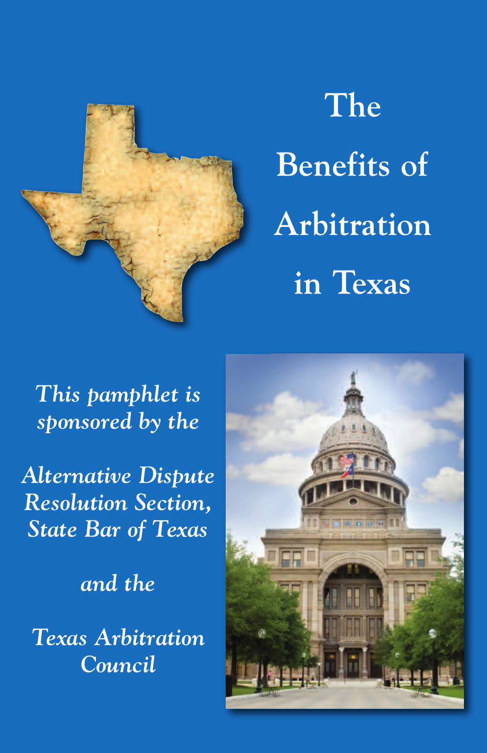# The Benefits of Arbitration in Texas

*This pamphlet is sponsored by the*

*Alternative Dispute Resolution Section, State Bar of Texas*

*and the*

*Texas Arbitration Council*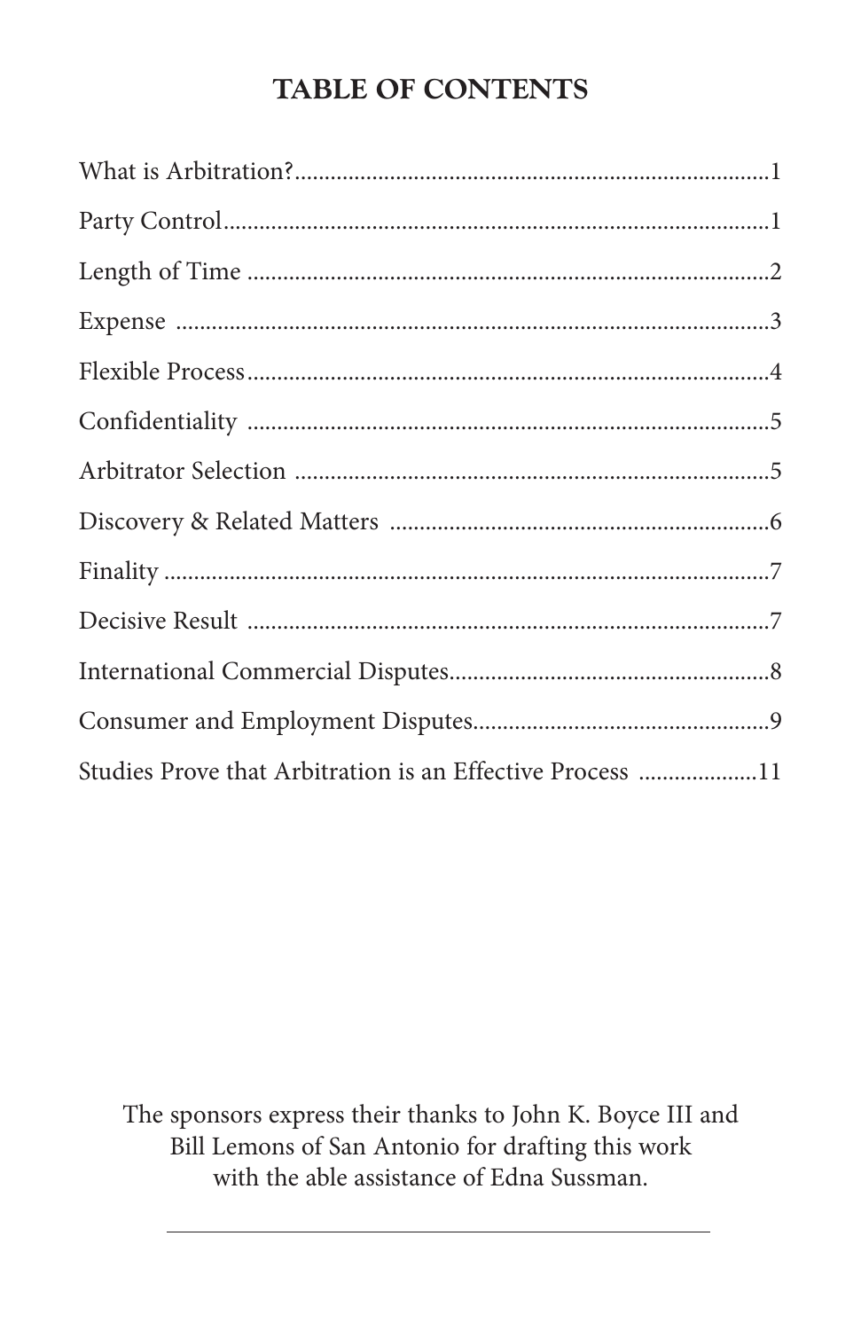# TABLE OF CONTENTS

| | |
|---|---|
| What is Arbitration? | 1 |
| Party Control | 1 |
| Length of Time | 2 |
| Expense | 3 |
| Flexible Process | 4 |
| Confidentiality | 5 |
| Arbitrator Selection | 5 |
| Discovery & Related Matters | 6 |
| Finality | 7 |
| Decisive Result | 7 |
| International Commercial Disputes | 8 |
| Consumer and Employment Disputes | 9 |
| Studies Prove that Arbitration is an Effective Process | 11 |

The sponsors express their thanks to John K. Boyce III and Bill Lemons of San Antonio for drafting this work with the able assistance of Edna Sussman.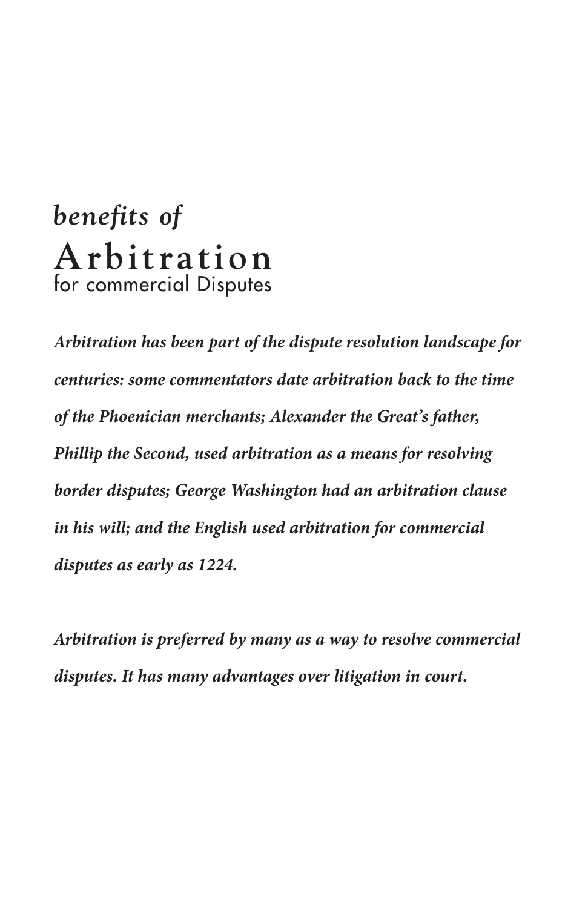# *benefits of* Arbitration for commercial Disputes

***Arbitration has been part of the dispute resolution landscape for centuries: some commentators date arbitration back to the time of the Phoenician merchants; Alexander the Great's father, Phillip the Second, used arbitration as a means for resolving border disputes; George Washington had an arbitration clause in his will; and the English used arbitration for commercial disputes as early as 1224.***

***Arbitration is preferred by many as a way to resolve commercial disputes. It has many advantages over litigation in court.***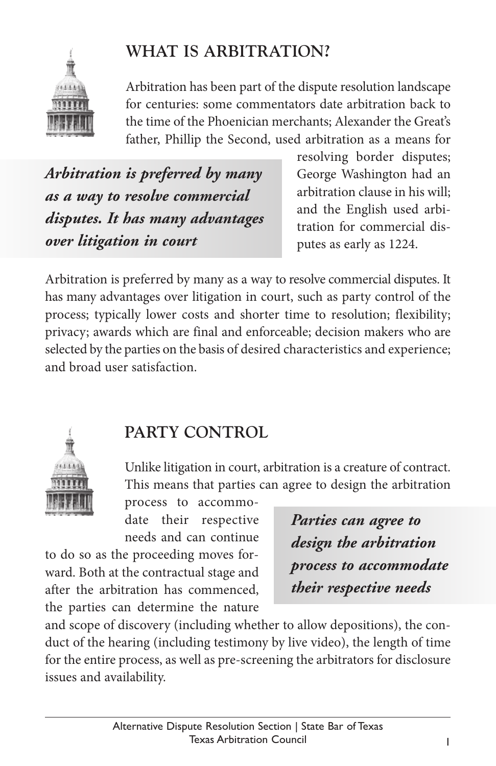## WHAT IS ARBITRATION?

Arbitration has been part of the dispute resolution landscape for centuries: some commentators date arbitration back to the time of the Phoenician merchants; Alexander the Great's father, Phillip the Second, used arbitration as a means for resolving border disputes; George Washington had an arbitration clause in his will; and the English used arbitration for commercial disputes as early as 1224.

> ***Arbitration is preferred by many as a way to resolve commercial disputes. It has many advantages over litigation in court***

Arbitration is preferred by many as a way to resolve commercial disputes. It has many advantages over litigation in court, such as party control of the process; typically lower costs and shorter time to resolution; flexibility; privacy; awards which are final and enforceable; decision makers who are selected by the parties on the basis of desired characteristics and experience; and broad user satisfaction.

## PARTY CONTROL

Unlike litigation in court, arbitration is a creature of contract. This means that parties can agree to design the arbitration process to accommodate their respective needs and can continue to do so as the proceeding moves forward. Both at the contractual stage and after the arbitration has commenced, the parties can determine the nature and scope of discovery (including whether to allow depositions), the conduct of the hearing (including testimony by live video), the length of time for the entire process, as well as pre-screening the arbitrators for disclosure issues and availability.

> ***Parties can agree to design the arbitration process to accommodate their respective needs***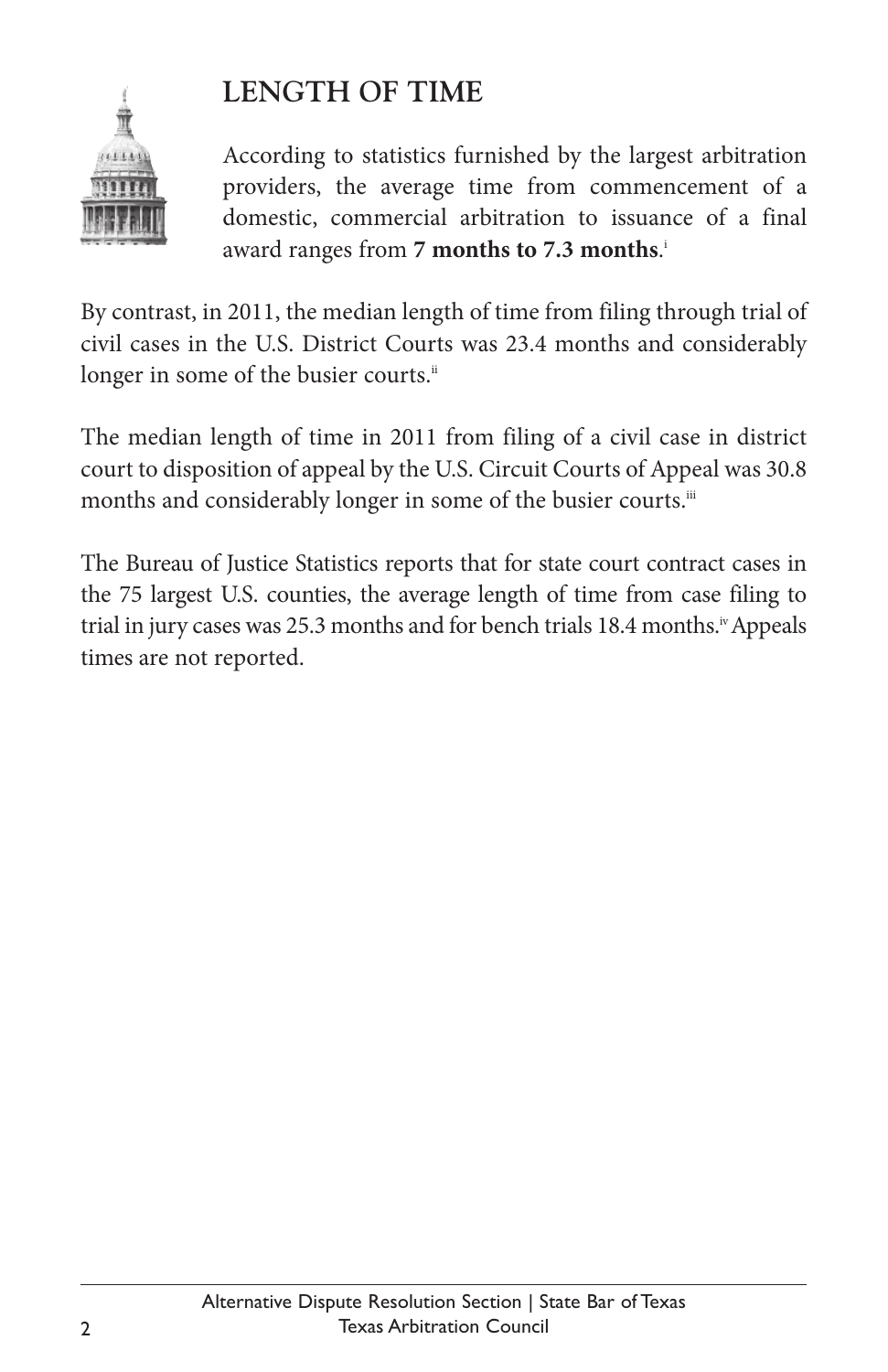## LENGTH OF TIME

According to statistics furnished by the largest arbitration providers, the average time from commencement of a domestic, commercial arbitration to issuance of a final award ranges from **7 months to 7.3 months**.[i]

By contrast, in 2011, the median length of time from filing through trial of civil cases in the U.S. District Courts was 23.4 months and considerably longer in some of the busier courts.[ii]

The median length of time in 2011 from filing of a civil case in district court to disposition of appeal by the U.S. Circuit Courts of Appeal was 30.8 months and considerably longer in some of the busier courts.[iii]

The Bureau of Justice Statistics reports that for state court contract cases in the 75 largest U.S. counties, the average length of time from case filing to trial in jury cases was 25.3 months and for bench trials 18.4 months.[iv] Appeals times are not reported.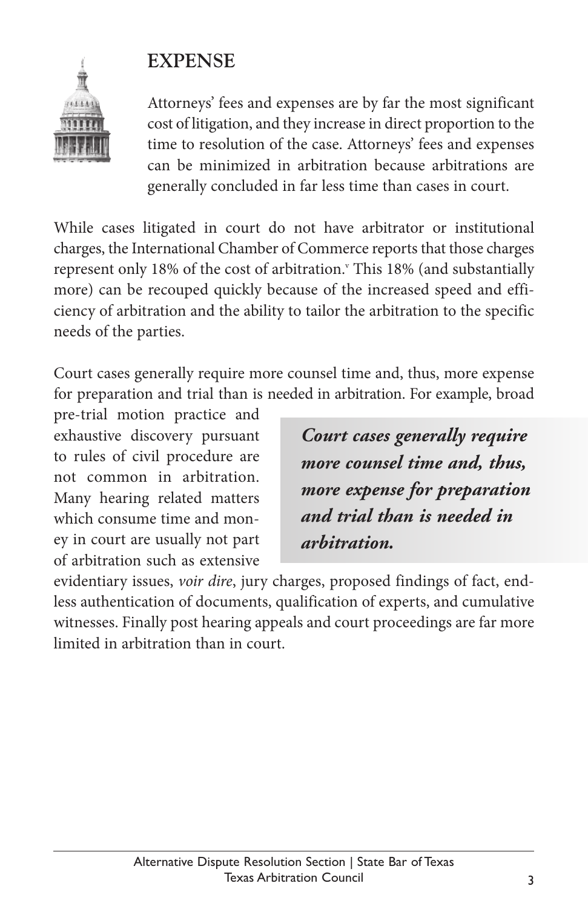## EXPENSE

Attorneys' fees and expenses are by far the most significant cost of litigation, and they increase in direct proportion to the time to resolution of the case. Attorneys' fees and expenses can be minimized in arbitration because arbitrations are generally concluded in far less time than cases in court.

While cases litigated in court do not have arbitrator or institutional charges, the International Chamber of Commerce reports that those charges represent only 18% of the cost of arbitration.[v] This 18% (and substantially more) can be recouped quickly because of the increased speed and efficiency of arbitration and the ability to tailor the arbitration to the specific needs of the parties.

Court cases generally require more counsel time and, thus, more expense for preparation and trial than is needed in arbitration. For example, broad pre-trial motion practice and exhaustive discovery pursuant to rules of civil procedure are not common in arbitration. Many hearing related matters which consume time and money in court are usually not part of arbitration such as extensive evidentiary issues, *voir dire*, jury charges, proposed findings of fact, endless authentication of documents, qualification of experts, and cumulative witnesses. Finally post hearing appeals and court proceedings are far more limited in arbitration than in court.

> ***Court cases generally require more counsel time and, thus, more expense for preparation and trial than is needed in arbitration.***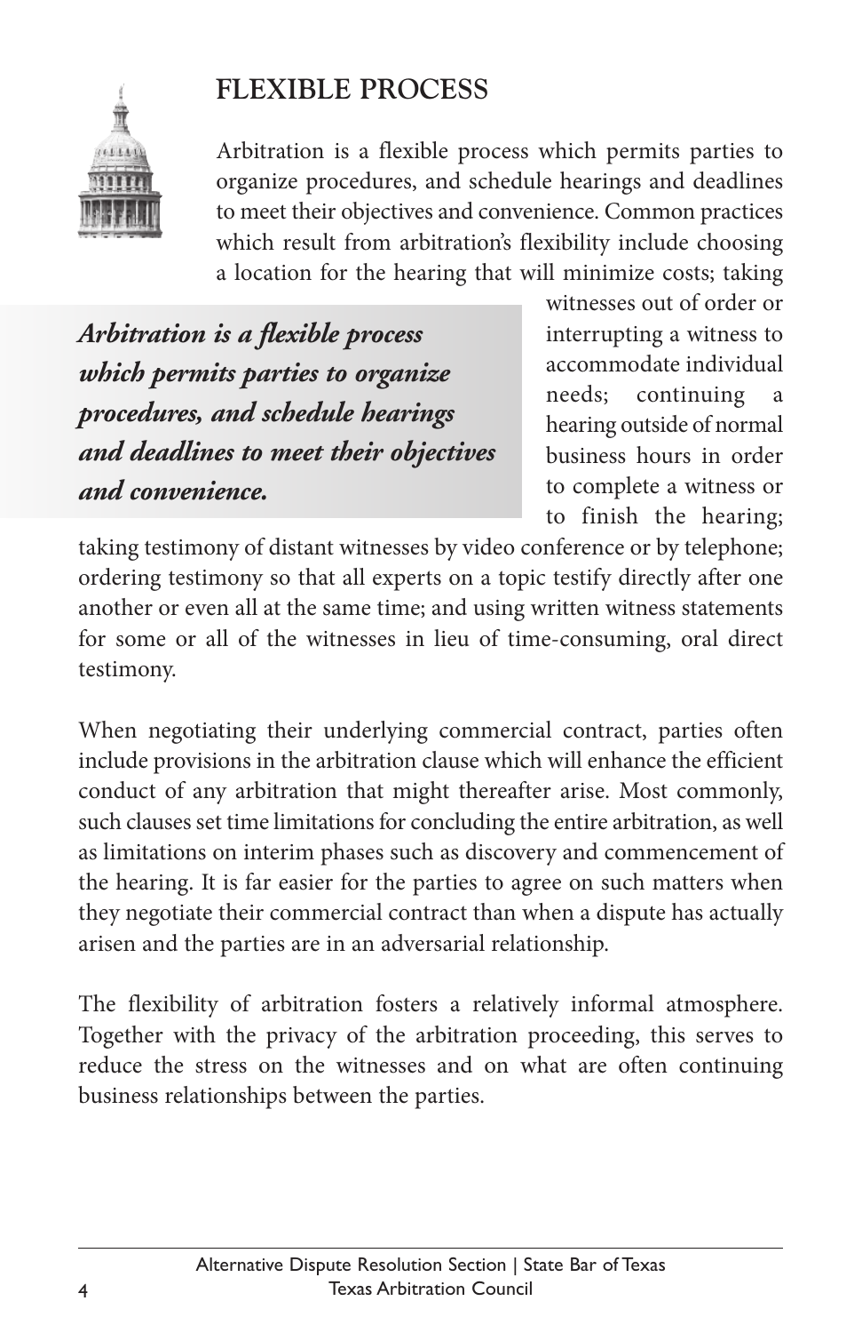## FLEXIBLE PROCESS

Arbitration is a flexible process which permits parties to organize procedures, and schedule hearings and deadlines to meet their objectives and convenience. Common practices which result from arbitration's flexibility include choosing a location for the hearing that will minimize costs; taking witnesses out of order or interrupting a witness to accommodate individual needs; continuing a hearing outside of normal business hours in order to complete a witness or to finish the hearing; taking testimony of distant witnesses by video conference or by telephone; ordering testimony so that all experts on a topic testify directly after one another or even all at the same time; and using written witness statements for some or all of the witnesses in lieu of time-consuming, oral direct testimony.

***Arbitration is a flexible process which permits parties to organize procedures, and schedule hearings and deadlines to meet their objectives and convenience.***

When negotiating their underlying commercial contract, parties often include provisions in the arbitration clause which will enhance the efficient conduct of any arbitration that might thereafter arise. Most commonly, such clauses set time limitations for concluding the entire arbitration, as well as limitations on interim phases such as discovery and commencement of the hearing. It is far easier for the parties to agree on such matters when they negotiate their commercial contract than when a dispute has actually arisen and the parties are in an adversarial relationship.

The flexibility of arbitration fosters a relatively informal atmosphere. Together with the privacy of the arbitration proceeding, this serves to reduce the stress on the witnesses and on what are often continuing business relationships between the parties.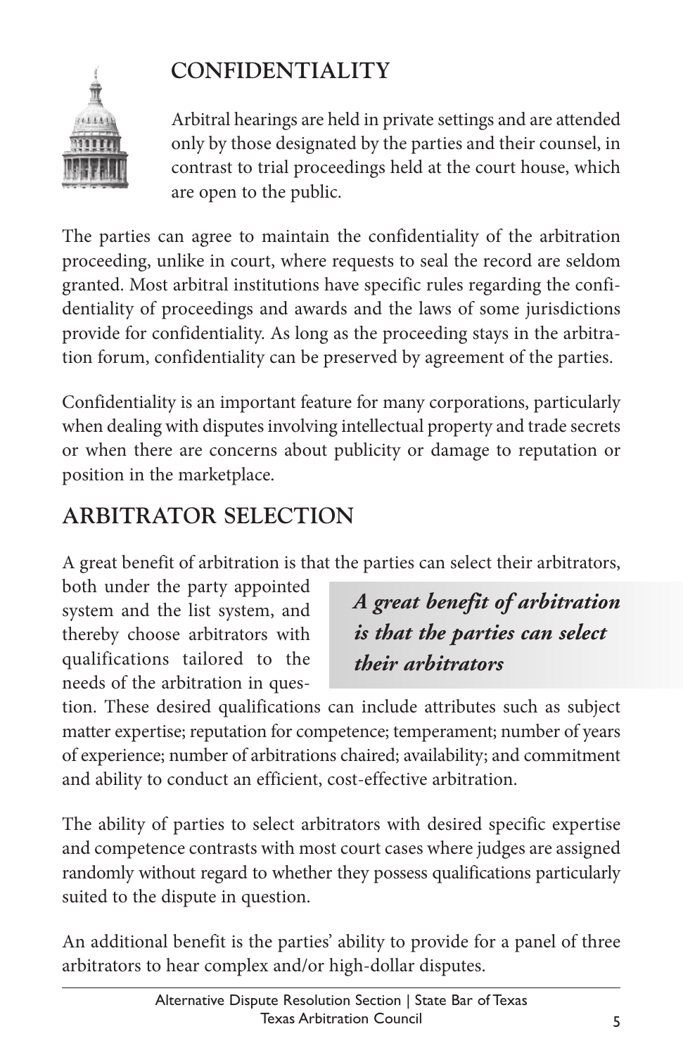## CONFIDENTIALITY

Arbitral hearings are held in private settings and are attended only by those designated by the parties and their counsel, in contrast to trial proceedings held at the court house, which are open to the public.

The parties can agree to maintain the confidentiality of the arbitration proceeding, unlike in court, where requests to seal the record are seldom granted. Most arbitral institutions have specific rules regarding the confidentiality of proceedings and awards and the laws of some jurisdictions provide for confidentiality. As long as the proceeding stays in the arbitration forum, confidentiality can be preserved by agreement of the parties.

Confidentiality is an important feature for many corporations, particularly when dealing with disputes involving intellectual property and trade secrets or when there are concerns about publicity or damage to reputation or position in the marketplace.

## ARBITRATOR SELECTION

A great benefit of arbitration is that the parties can select their arbitrators, both under the party appointed system and the list system, and thereby choose arbitrators with qualifications tailored to the needs of the arbitration in question. These desired qualifications can include attributes such as subject matter expertise; reputation for competence; temperament; number of years of experience; number of arbitrations chaired; availability; and commitment and ability to conduct an efficient, cost-effective arbitration.

> ***A great benefit of arbitration is that the parties can select their arbitrators***

The ability of parties to select arbitrators with desired specific expertise and competence contrasts with most court cases where judges are assigned randomly without regard to whether they possess qualifications particularly suited to the dispute in question.

An additional benefit is the parties' ability to provide for a panel of three arbitrators to hear complex and/or high-dollar disputes.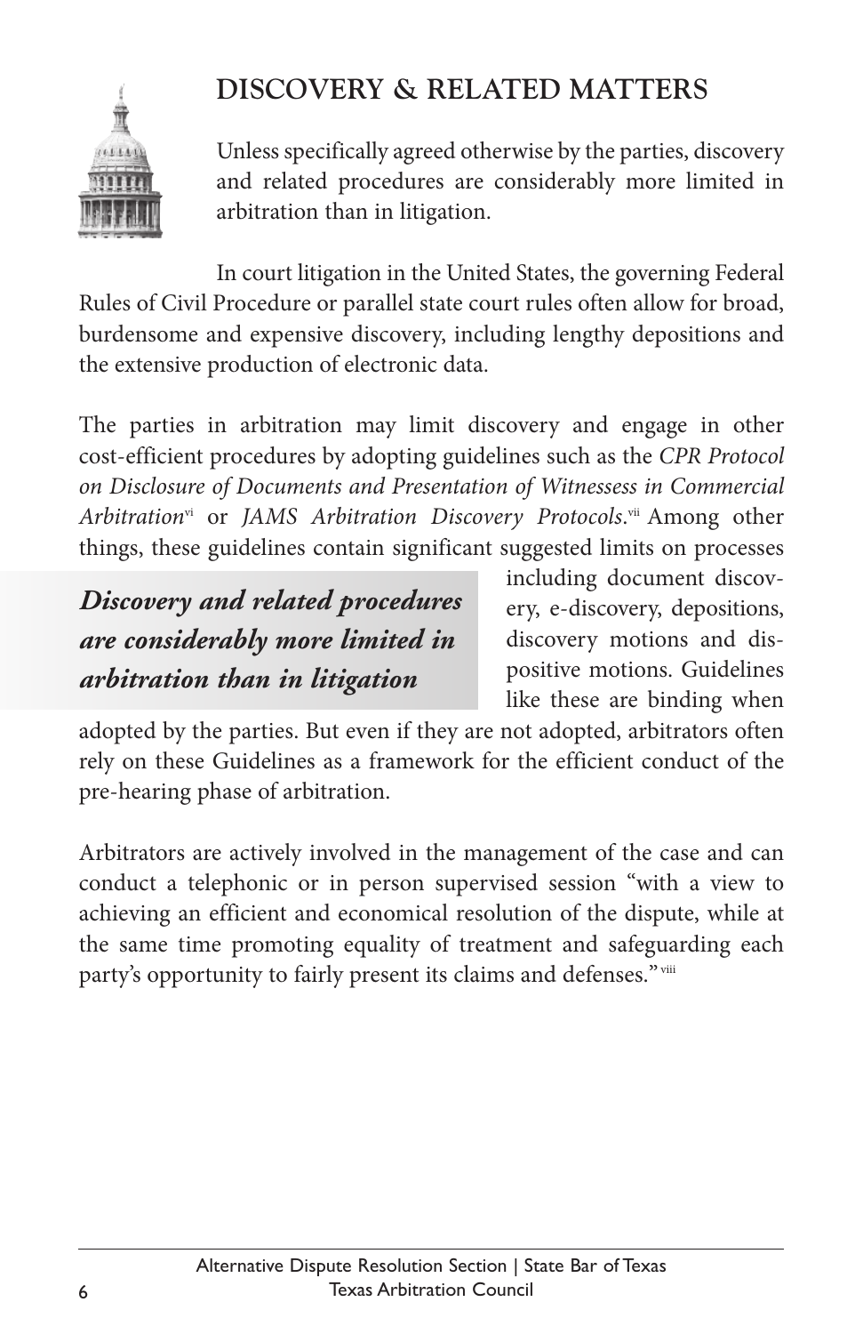## DISCOVERY & RELATED MATTERS

Unless specifically agreed otherwise by the parties, discovery and related procedures are considerably more limited in arbitration than in litigation.

In court litigation in the United States, the governing Federal Rules of Civil Procedure or parallel state court rules often allow for broad, burdensome and expensive discovery, including lengthy depositions and the extensive production of electronic data.

The parties in arbitration may limit discovery and engage in other cost-efficient procedures by adopting guidelines such as the *CPR Protocol on Disclosure of Documents and Presentation of Witnessess in Commercial Arbitration*[vi] or *JAMS Arbitration Discovery Protocols*.[vii] Among other things, these guidelines contain significant suggested limits on processes including document discovery, e-discovery, depositions, discovery motions and dispositive motions. Guidelines like these are binding when adopted by the parties. But even if they are not adopted, arbitrators often rely on these Guidelines as a framework for the efficient conduct of the pre-hearing phase of arbitration.

***Discovery and related procedures are considerably more limited in arbitration than in litigation***

Arbitrators are actively involved in the management of the case and can conduct a telephonic or in person supervised session "with a view to achieving an efficient and economical resolution of the dispute, while at the same time promoting equality of treatment and safeguarding each party's opportunity to fairly present its claims and defenses."[viii]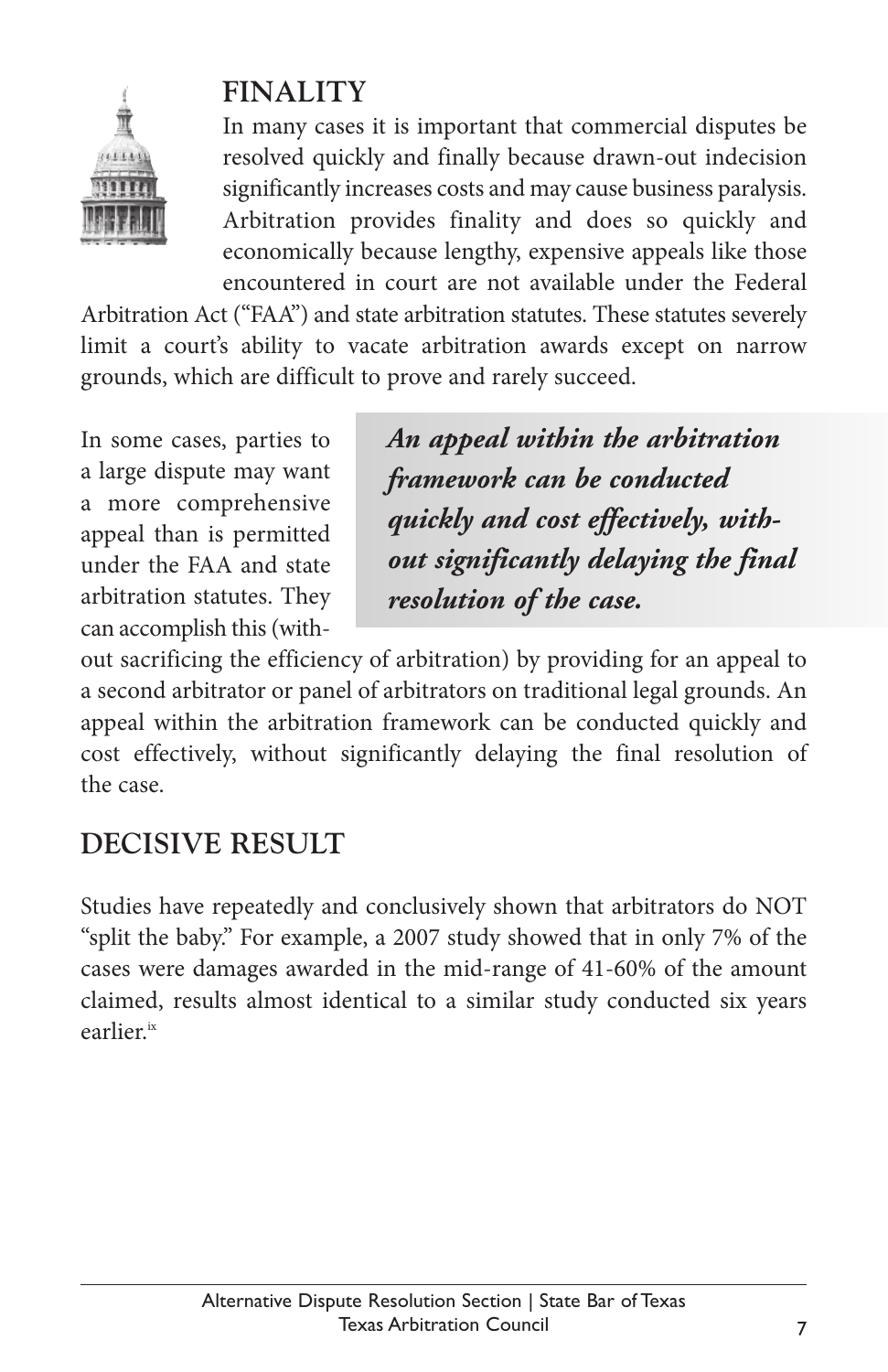## FINALITY

In many cases it is important that commercial disputes be resolved quickly and finally because drawn-out indecision significantly increases costs and may cause business paralysis. Arbitration provides finality and does so quickly and economically because lengthy, expensive appeals like those encountered in court are not available under the Federal Arbitration Act ("FAA") and state arbitration statutes. These statutes severely limit a court's ability to vacate arbitration awards except on narrow grounds, which are difficult to prove and rarely succeed.

> ***An appeal within the arbitration framework can be conducted quickly and cost effectively, without significantly delaying the final resolution of the case.***

In some cases, parties to a large dispute may want a more comprehensive appeal than is permitted under the FAA and state arbitration statutes. They can accomplish this (without sacrificing the efficiency of arbitration) by providing for an appeal to a second arbitrator or panel of arbitrators on traditional legal grounds. An appeal within the arbitration framework can be conducted quickly and cost effectively, without significantly delaying the final resolution of the case.

## DECISIVE RESULT

Studies have repeatedly and conclusively shown that arbitrators do NOT "split the baby." For example, a 2007 study showed that in only 7% of the cases were damages awarded in the mid-range of 41-60% of the amount claimed, results almost identical to a similar study conducted six years earlier.[ix]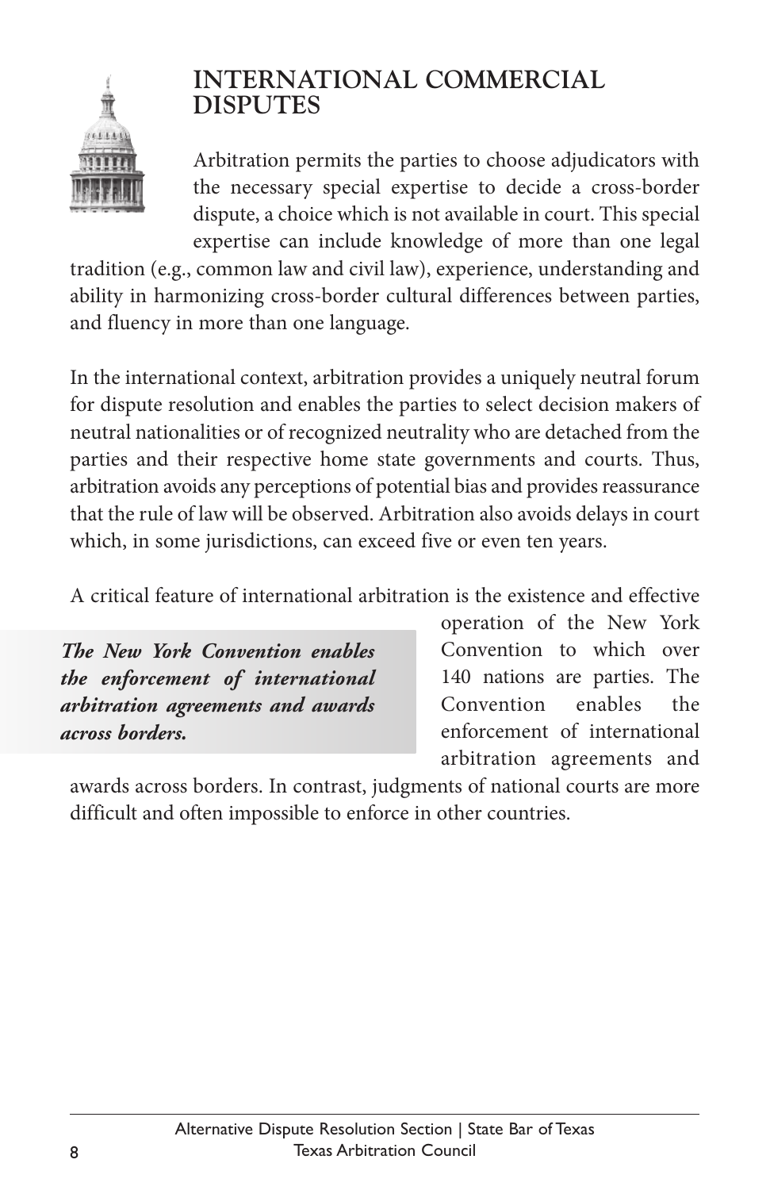## INTERNATIONAL COMMERCIAL DISPUTES

Arbitration permits the parties to choose adjudicators with the necessary special expertise to decide a cross-border dispute, a choice which is not available in court. This special expertise can include knowledge of more than one legal tradition (e.g., common law and civil law), experience, understanding and ability in harmonizing cross-border cultural differences between parties, and fluency in more than one language.

In the international context, arbitration provides a uniquely neutral forum for dispute resolution and enables the parties to select decision makers of neutral nationalities or of recognized neutrality who are detached from the parties and their respective home state governments and courts. Thus, arbitration avoids any perceptions of potential bias and provides reassurance that the rule of law will be observed. Arbitration also avoids delays in court which, in some jurisdictions, can exceed five or even ten years.

A critical feature of international arbitration is the existence and effective operation of the New York Convention to which over 140 nations are parties. The Convention enables the enforcement of international arbitration agreements and awards across borders. In contrast, judgments of national courts are more difficult and often impossible to enforce in other countries.

***The New York Convention enables the enforcement of international arbitration agreements and awards across borders.***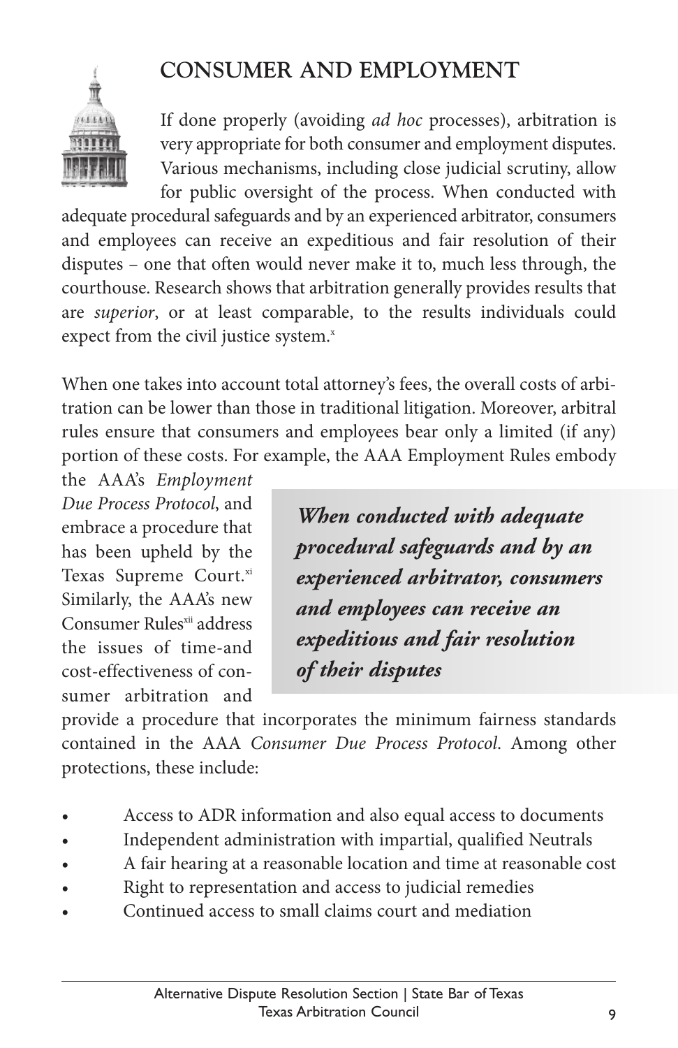## CONSUMER AND EMPLOYMENT

If done properly (avoiding *ad hoc* processes), arbitration is very appropriate for both consumer and employment disputes. Various mechanisms, including close judicial scrutiny, allow for public oversight of the process. When conducted with adequate procedural safeguards and by an experienced arbitrator, consumers and employees can receive an expeditious and fair resolution of their disputes – one that often would never make it to, much less through, the courthouse. Research shows that arbitration generally provides results that are *superior*, or at least comparable, to the results individuals could expect from the civil justice system.[x]

When one takes into account total attorney's fees, the overall costs of arbitration can be lower than those in traditional litigation. Moreover, arbitral rules ensure that consumers and employees bear only a limited (if any) portion of these costs. For example, the AAA Employment Rules embody the AAA's *Employment Due Process Protocol*, and embrace a procedure that has been upheld by the Texas Supreme Court.[xi] Similarly, the AAA's new Consumer Rules[xii] address the issues of time-and cost-effectiveness of consumer arbitration and provide a procedure that incorporates the minimum fairness standards contained in the AAA *Consumer Due Process Protocol*. Among other protections, these include:

> ***When conducted with adequate procedural safeguards and by an experienced arbitrator, consumers and employees can receive an expeditious and fair resolution of their disputes***

- Access to ADR information and also equal access to documents
- Independent administration with impartial, qualified Neutrals
- A fair hearing at a reasonable location and time at reasonable cost
- Right to representation and access to judicial remedies
- Continued access to small claims court and mediation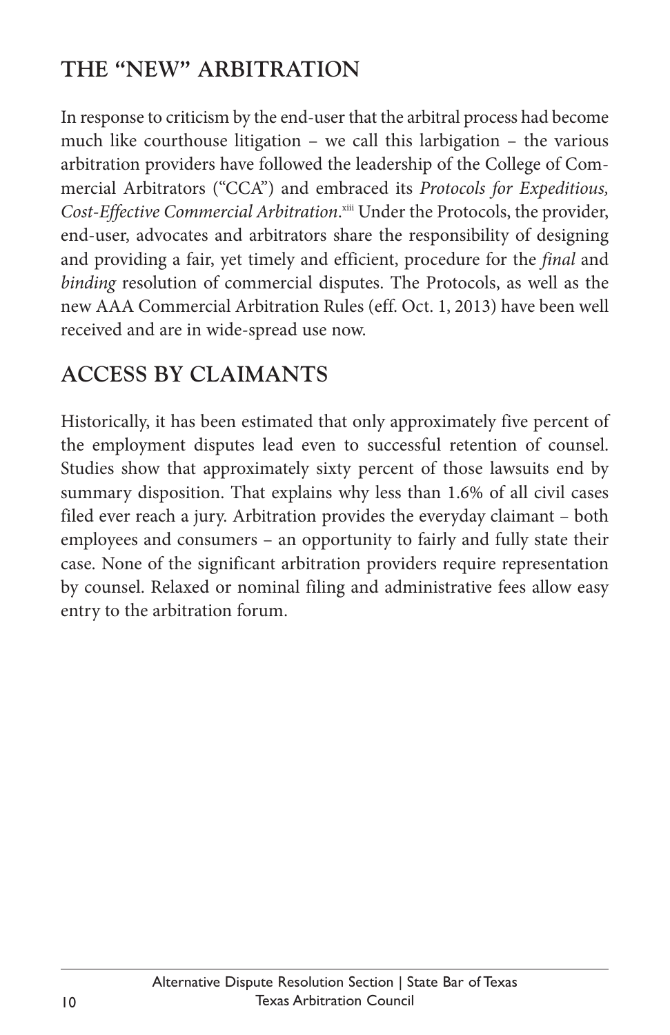## THE "NEW" ARBITRATION

In response to criticism by the end-user that the arbitral process had become much like courthouse litigation – we call this larbigation – the various arbitration providers have followed the leadership of the College of Commercial Arbitrators ("CCA") and embraced its *Protocols for Expeditious, Cost-Effective Commercial Arbitration*.[xiii] Under the Protocols, the provider, end-user, advocates and arbitrators share the responsibility of designing and providing a fair, yet timely and efficient, procedure for the *final* and *binding* resolution of commercial disputes. The Protocols, as well as the new AAA Commercial Arbitration Rules (eff. Oct. 1, 2013) have been well received and are in wide-spread use now.

## ACCESS BY CLAIMANTS

Historically, it has been estimated that only approximately five percent of the employment disputes lead even to successful retention of counsel. Studies show that approximately sixty percent of those lawsuits end by summary disposition. That explains why less than 1.6% of all civil cases filed ever reach a jury. Arbitration provides the everyday claimant – both employees and consumers – an opportunity to fairly and fully state their case. None of the significant arbitration providers require representation by counsel. Relaxed or nominal filing and administrative fees allow easy entry to the arbitration forum.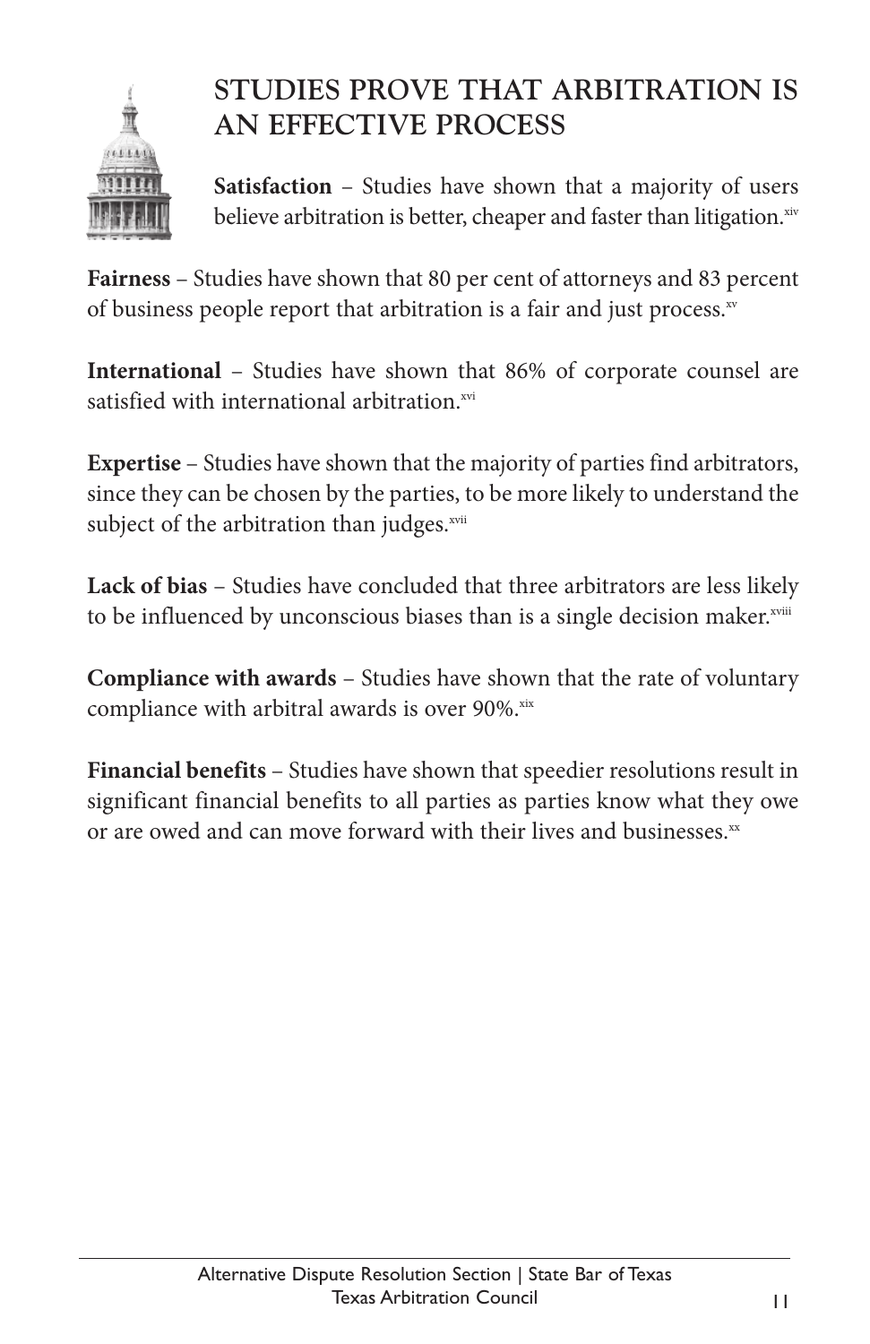## STUDIES PROVE THAT ARBITRATION IS AN EFFECTIVE PROCESS

**Satisfaction** – Studies have shown that a majority of users believe arbitration is better, cheaper and faster than litigation.[xiv]

**Fairness** – Studies have shown that 80 per cent of attorneys and 83 percent of business people report that arbitration is a fair and just process.[xv]

**International** – Studies have shown that 86% of corporate counsel are satisfied with international arbitration.[xvi]

**Expertise** – Studies have shown that the majority of parties find arbitrators, since they can be chosen by the parties, to be more likely to understand the subject of the arbitration than judges.[xvii]

**Lack of bias** – Studies have concluded that three arbitrators are less likely to be influenced by unconscious biases than is a single decision maker.[xviii]

**Compliance with awards** – Studies have shown that the rate of voluntary compliance with arbitral awards is over 90%.[xix]

**Financial benefits** – Studies have shown that speedier resolutions result in significant financial benefits to all parties as parties know what they owe or are owed and can move forward with their lives and businesses.[xx]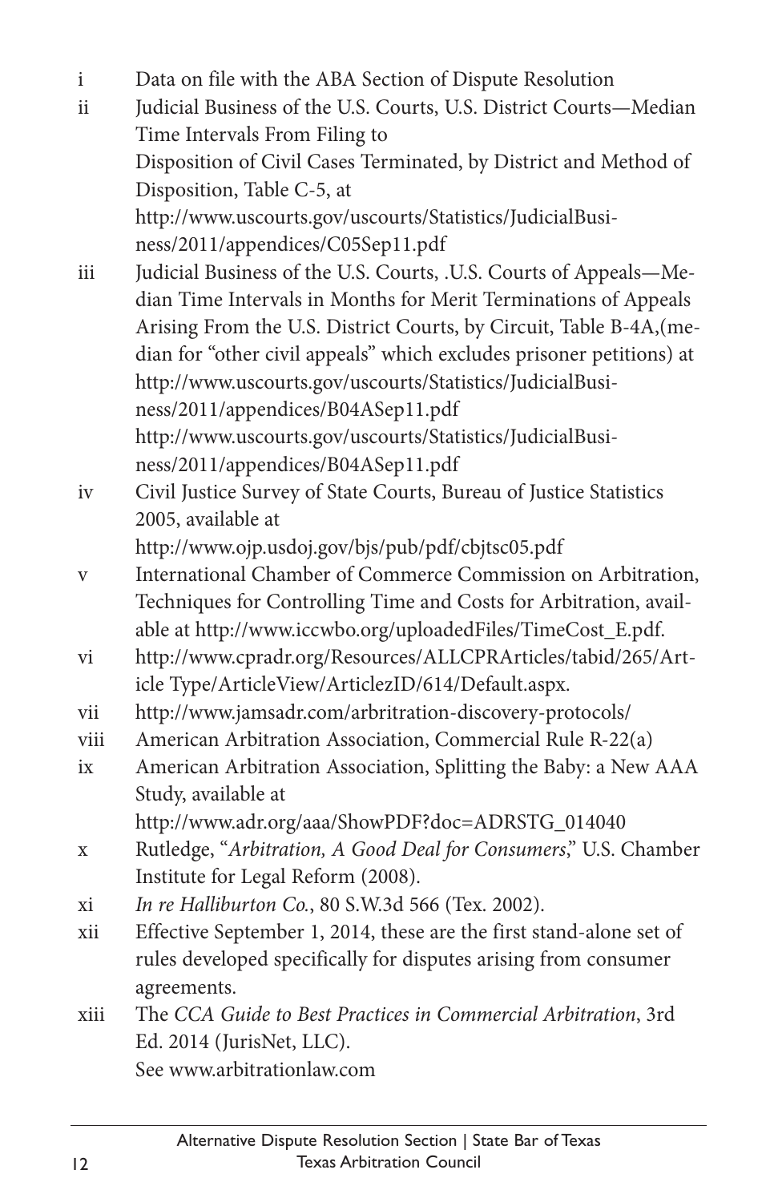i Data on file with the ABA Section of Dispute Resolution

ii Judicial Business of the U.S. Courts, U.S. District Courts—Median Time Intervals From Filing to Disposition of Civil Cases Terminated, by District and Method of Disposition, Table C-5, at http://www.uscourts.gov/uscourts/Statistics/JudicialBusiness/2011/appendices/C05Sep11.pdf

iii Judicial Business of the U.S. Courts, .U.S. Courts of Appeals—Median Time Intervals in Months for Merit Terminations of Appeals Arising From the U.S. District Courts, by Circuit, Table B-4A,(median for "other civil appeals" which excludes prisoner petitions) at http://www.uscourts.gov/uscourts/Statistics/JudicialBusiness/2011/appendices/B04ASep11.pdf http://www.uscourts.gov/uscourts/Statistics/JudicialBusiness/2011/appendices/B04ASep11.pdf

iv Civil Justice Survey of State Courts, Bureau of Justice Statistics 2005, available at http://www.ojp.usdoj.gov/bjs/pub/pdf/cbjtsc05.pdf

v International Chamber of Commerce Commission on Arbitration, Techniques for Controlling Time and Costs for Arbitration, available at http://www.iccwbo.org/uploadedFiles/TimeCost_E.pdf.

vi http://www.cpradr.org/Resources/ALLCPRArticles/tabid/265/Article Type/ArticleView/ArticlezID/614/Default.aspx.

vii http://www.jamsadr.com/arbitration-discovery-protocols/

viii American Arbitration Association, Commercial Rule R-22(a)

ix American Arbitration Association, Splitting the Baby: a New AAA Study, available at http://www.adr.org/aaa/ShowPDF?doc=ADRSTG_014040

x Rutledge, "*Arbitration, A Good Deal for Consumers*," U.S. Chamber Institute for Legal Reform (2008).

xi *In re Halliburton Co.*, 80 S.W.3d 566 (Tex. 2002).

xii Effective September 1, 2014, these are the first stand-alone set of rules developed specifically for disputes arising from consumer agreements.

xiii The *CCA Guide to Best Practices in Commercial Arbitration*, 3rd Ed. 2014 (JurisNet, LLC). See www.arbitrationlaw.com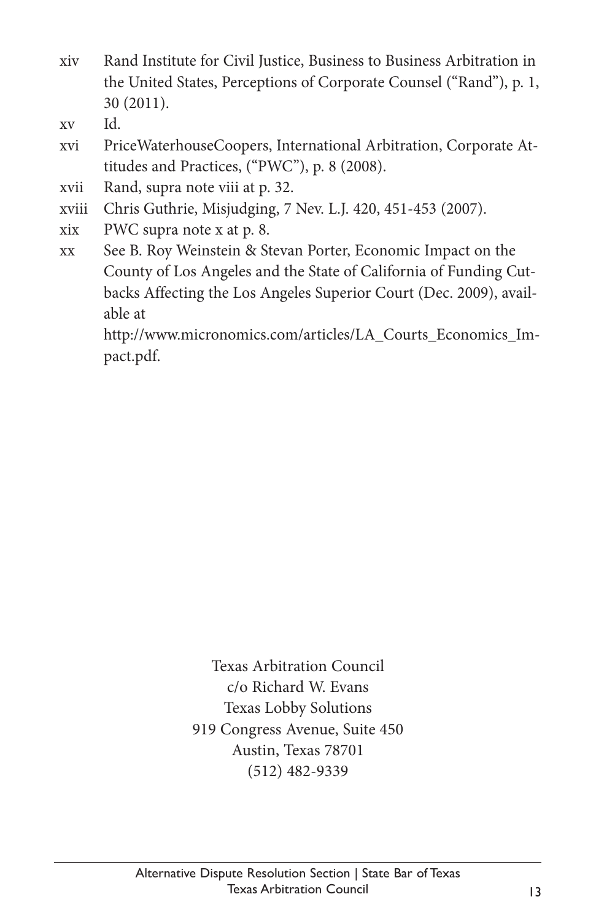xiv Rand Institute for Civil Justice, Business to Business Arbitration in the United States, Perceptions of Corporate Counsel ("Rand"), p. 1, 30 (2011).

xv Id.

xvi PriceWaterhouseCoopers, International Arbitration, Corporate Attitudes and Practices, ("PWC"), p. 8 (2008).

xvii Rand, supra note viii at p. 32.

xviii Chris Guthrie, Misjudging, 7 Nev. L.J. 420, 451-453 (2007).

xix PWC supra note x at p. 8.

xx See B. Roy Weinstein & Stevan Porter, Economic Impact on the County of Los Angeles and the State of California of Funding Cutbacks Affecting the Los Angeles Superior Court (Dec. 2009), available at http://www.micronomics.com/articles/LA_Courts_Economics_Impact.pdf.

Texas Arbitration Council
c/o Richard W. Evans
Texas Lobby Solutions
919 Congress Avenue, Suite 450
Austin, Texas 78701
(512) 482-9339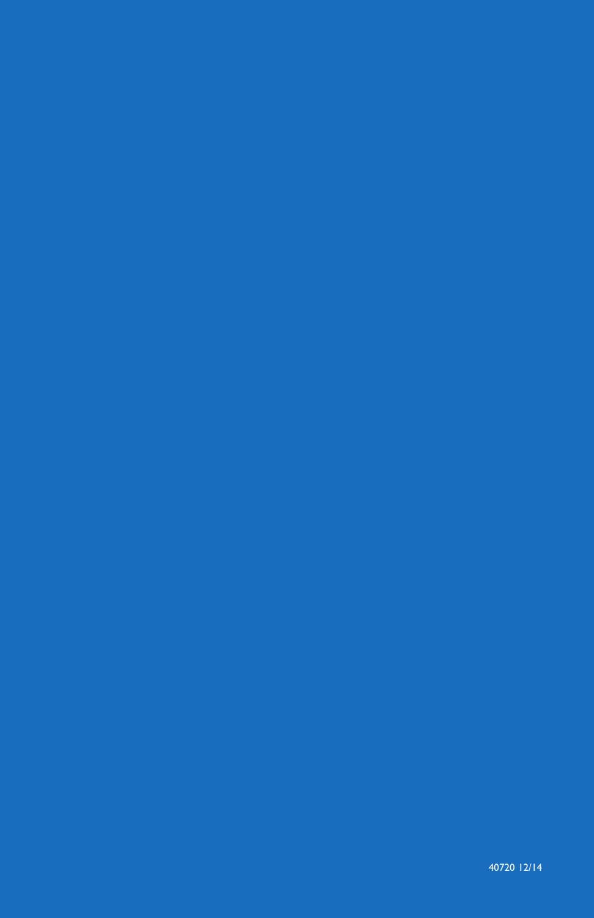40720 12/14